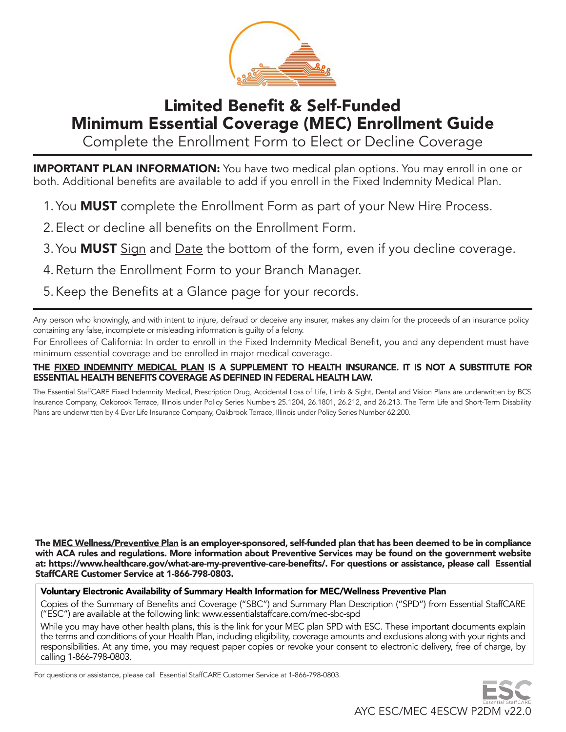# Limited Benefit & Self-Funded Minimum Essential Coverage (MEC) Enrollment Guide

Complete the Enrollment Form to Elect or Decline Coverage

**IMPORTANT PLAN INFORMATION:** You have two medical plan options. You may enroll in one or both. Additional benefits are available to add if you enroll in the Fixed Indemnity Medical Plan.

1. You **MUST** complete the Enrollment Form as part of your New Hire Process.
2. Elect or decline all benefits on the Enrollment Form.
3. You **MUST** Sign and Date the bottom of the form, even if you decline coverage.
4. Return the Enrollment Form to your Branch Manager.
5. Keep the Benefits at a Glance page for your records.

Any person who knowingly, and with intent to injure, defraud or deceive any insurer, makes any claim for the proceeds of an insurance policy containing any false, incomplete or misleading information is guilty of a felony.

For Enrollees of California: In order to enroll in the Fixed Indemnity Medical Benefit, you and any dependent must have minimum essential coverage and be enrolled in major medical coverage.

**THE FIXED INDEMNITY MEDICAL PLAN IS A SUPPLEMENT TO HEALTH INSURANCE. IT IS NOT A SUBSTITUTE FOR ESSENTIAL HEALTH BENEFITS COVERAGE AS DEFINED IN FEDERAL HEALTH LAW.**

The Essential StaffCARE Fixed Indemnity Medical, Prescription Drug, Accidental Loss of Life, Limb & Sight, Dental and Vision Plans are underwritten by BCS Insurance Company, Oakbrook Terrace, Illinois under Policy Series Numbers 25.1204, 26.1801, 26.212, and 26.213. The Term Life and Short-Term Disability Plans are underwritten by 4 Ever Life Insurance Company, Oakbrook Terrace, Illinois under Policy Series Number 62.200.

**The MEC Wellness/Preventive Plan is an employer-sponsored, self-funded plan that has been deemed to be in compliance with ACA rules and regulations. More information about Preventive Services may be found on the government website at: https://www.healthcare.gov/what-are-my-preventive-care-benefits/. For questions or assistance, please call Essential StaffCARE Customer Service at 1-866-798-0803.**

**Voluntary Electronic Availability of Summary Health Information for MEC/Wellness Preventive Plan**

Copies of the Summary of Benefits and Coverage ("SBC") and Summary Plan Description ("SPD") from Essential StaffCARE ("ESC") are available at the following link: www.essentialstaffcare.com/mec-sbc-spd

While you may have other health plans, this is the link for your MEC plan SPD with ESC. These important documents explain the terms and conditions of your Health Plan, including eligibility, coverage amounts and exclusions along with your rights and responsibilities. At any time, you may request paper copies or revoke your consent to electronic delivery, free of charge, by calling 1-866-798-0803.

For questions or assistance, please call Essential StaffCARE Customer Service at 1-866-798-0803.

AYC ESC/MEC 4ESCW P2DM v22.0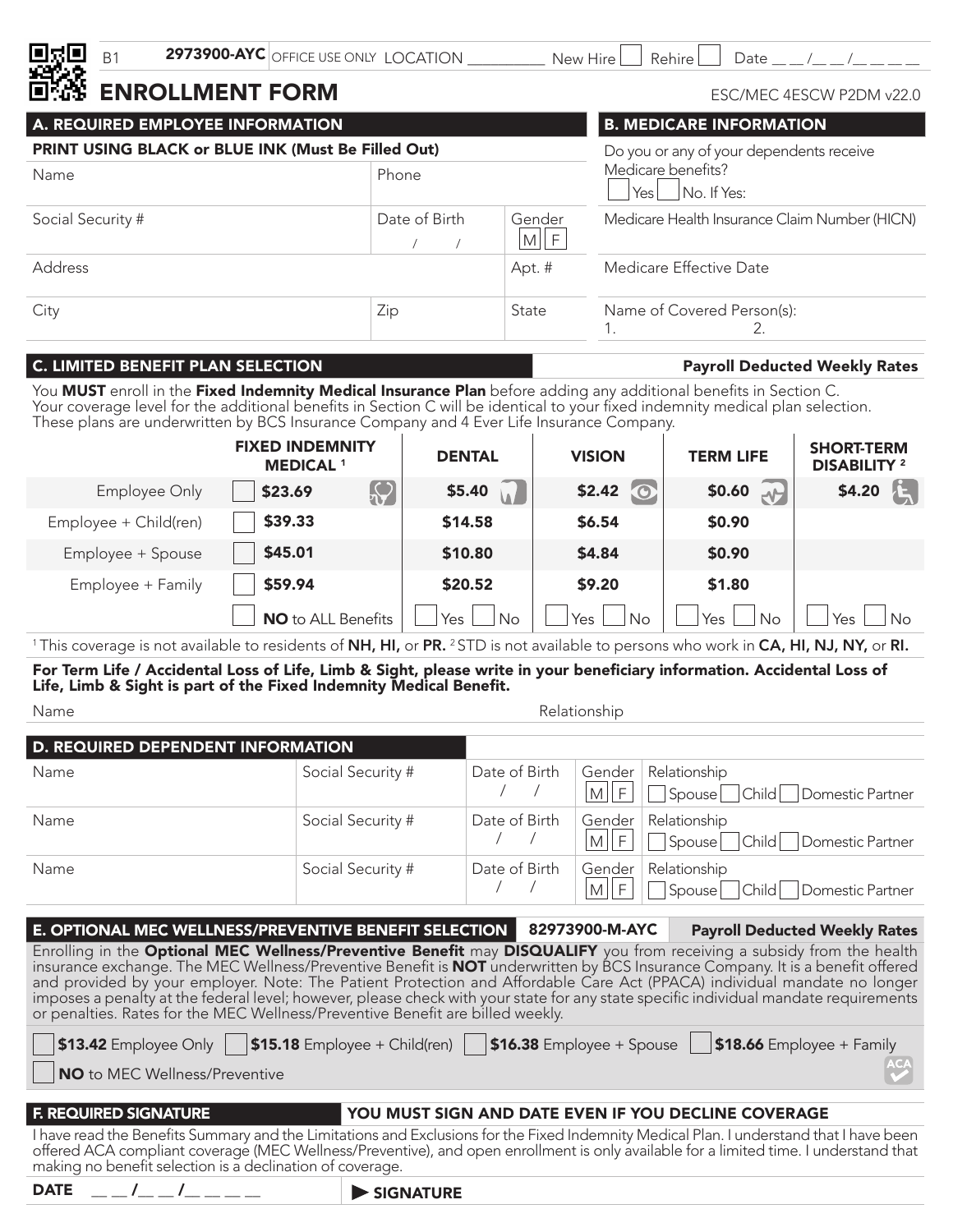B1 **2973900-AYC** OFFICE USE ONLY LOCATION __________ New Hire ☐ Rehire ☐ Date __ __ /__ __ /__ __ __ __

# ENROLLMENT FORM

ESC/MEC 4ESCW P2DM v22.0

## A. REQUIRED EMPLOYEE INFORMATION

**PRINT USING BLACK or BLUE INK (Must Be Filled Out)**

| Name | Phone | |
|---|---|---|
| Social Security # | Date of Birth / / | Gender M F |
| Address | | Apt. # |
| City | Zip | State |

## B. MEDICARE INFORMATION

Do you or any of your dependents receive Medicare benefits?

☐ Yes ☐ No. If Yes:

Medicare Health Insurance Claim Number (HICN)

Medicare Effective Date

Name of Covered Person(s):
1. 2.

## C. LIMITED BENEFIT PLAN SELECTION

**Payroll Deducted Weekly Rates**

You **MUST** enroll in the **Fixed Indemnity Medical Insurance Plan** before adding any additional benefits in Section C. Your coverage level for the additional benefits in Section C will be identical to your fixed indemnity medical plan selection. These plans are underwritten by BCS Insurance Company and 4 Ever Life Insurance Company.

| | FIXED INDEMNITY MEDICAL [1] | DENTAL | VISION | TERM LIFE | SHORT-TERM DISABILITY [2] |
|---|---|---|---|---|---|
| Employee Only | ☐ **$23.69** | **$5.40** | **$2.42** | **$0.60** | **$4.20** |
| Employee + Child(ren) | ☐ **$39.33** | **$14.58** | **$6.54** | **$0.90** | |
| Employee + Spouse | ☐ **$45.01** | **$10.80** | **$4.84** | **$0.90** | |
| Employee + Family | ☐ **$59.94** | **$20.52** | **$9.20** | **$1.80** | |
| | ☐ **NO** to ALL Benefits | ☐ Yes ☐ No | ☐ Yes ☐ No | ☐ Yes ☐ No | ☐ Yes ☐ No |

[1] This coverage is not available to residents of **NH, HI,** or **PR.** [2] STD is not available to persons who work in **CA, HI, NJ, NY,** or **RI.**

**For Term Life / Accidental Loss of Life, Limb & Sight, please write in your beneficiary information. Accidental Loss of Life, Limb & Sight is part of the Fixed Indemnity Medical Benefit.**

Name Relationship

## D. REQUIRED DEPENDENT INFORMATION

| Name | Social Security # | Date of Birth | Gender | Relationship |
|---|---|---|---|---|
| | | / / | M F | ☐ Spouse ☐ Child ☐ Domestic Partner |
| | | / / | M F | ☐ Spouse ☐ Child ☐ Domestic Partner |
| | | / / | M F | ☐ Spouse ☐ Child ☐ Domestic Partner |

## E. OPTIONAL MEC WELLNESS/PREVENTIVE BENEFIT SELECTION

**82973900-M-AYC** **Payroll Deducted Weekly Rates**

Enrolling in the **Optional MEC Wellness/Preventive Benefit** may **DISQUALIFY** you from receiving a subsidy from the health insurance exchange. The MEC Wellness/Preventive Benefit is **NOT** underwritten by BCS Insurance Company. It is a benefit offered and provided by your employer. Note: The Patient Protection and Affordable Care Act (PPACA) individual mandate no longer imposes a penalty at the federal level; however, please check with your state for any state specific individual mandate requirements or penalties. Rates for the MEC Wellness/Preventive Benefit are billed weekly.

☐ **$13.42** Employee Only ☐ **$15.18** Employee + Child(ren) ☐ **$16.38** Employee + Spouse ☐ **$18.66** Employee + Family

☐ **NO** to MEC Wellness/Preventive

## F. REQUIRED SIGNATURE

**YOU MUST SIGN AND DATE EVEN IF YOU DECLINE COVERAGE**

I have read the Benefits Summary and the Limitations and Exclusions for the Fixed Indemnity Medical Plan. I understand that I have been offered ACA compliant coverage (MEC Wellness/Preventive), and open enrollment is only available for a limited time. I understand that making no benefit selection is a declination of coverage.

**DATE** __ __ /__ __ /__ __ __ __ ▶ **SIGNATURE**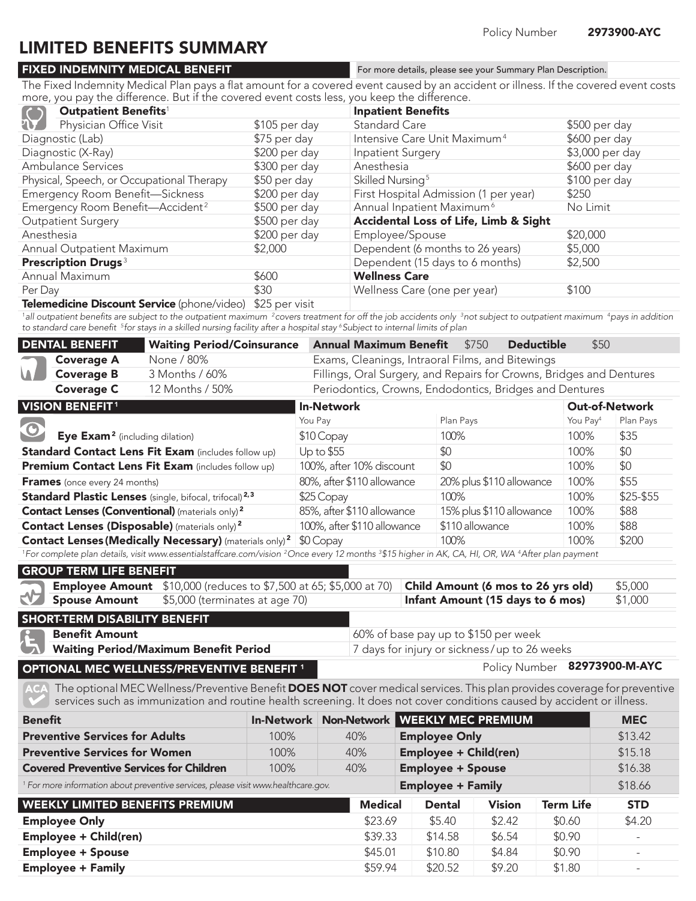Policy Number **2973900-AYC**

# LIMITED BENEFITS SUMMARY

## FIXED INDEMNITY MEDICAL BENEFIT

For more details, please see your Summary Plan Description.

The Fixed Indemnity Medical Plan pays a flat amount for a covered event caused by an accident or illness. If the covered event costs more, you pay the difference. But if the covered event costs less, you keep the difference.

| **Outpatient Benefits**[1] | | **Inpatient Benefits** | |
|---|---|---|---|
| Physician Office Visit | $105 per day | Standard Care | $500 per day |
| Diagnostic (Lab) | $75 per day | Intensive Care Unit Maximum[4] | $600 per day |
| Diagnostic (X-Ray) | $200 per day | Inpatient Surgery | $3,000 per day |
| Ambulance Services | $300 per day | Anesthesia | $600 per day |
| Physical, Speech, or Occupational Therapy | $50 per day | Skilled Nursing[5] | $100 per day |
| Emergency Room Benefit—Sickness | $200 per day | First Hospital Admission (1 per year) | $250 |
| Emergency Room Benefit—Accident[2] | $500 per day | Annual Inpatient Maximum[6] | No Limit |
| Outpatient Surgery | $500 per day | **Accidental Loss of Life, Limb & Sight** | |
| Anesthesia | $200 per day | Employee/Spouse | $20,000 |
| Annual Outpatient Maximum | $2,000 | Dependent (6 months to 26 years) | $5,000 |
| **Prescription Drugs**[3] | | Dependent (15 days to 6 months) | $2,500 |
| Annual Maximum | $600 | **Wellness Care** | |
| Per Day | $30 | Wellness Care (one per year) | $100 |
| **Telemedicine Discount Service** (phone/video) | $25 per visit | | |

[1]all outpatient benefits are subject to the outpatient maximum [2]covers treatment for off the job accidents only [3]not subject to outpatient maximum [4]pays in addition to standard care benefit [5]for stays in a skilled nursing facility after a hospital stay [6]Subject to internal limits of plan

## DENTAL BENEFIT

| | Waiting Period/Coinsurance | Annual Maximum Benefit $750 Deductible $50 |
|---|---|---|
| **Coverage A** | None / 80% | Exams, Cleanings, Intraoral Films, and Bitewings |
| **Coverage B** | 3 Months / 60% | Fillings, Oral Surgery, and Repairs for Crowns, Bridges and Dentures |
| **Coverage C** | 12 Months / 50% | Periodontics, Crowns, Endodontics, Bridges and Dentures |

## VISION BENEFIT[1]

| | In-Network | | Out-of-Network | |
|---|---|---|---|---|
| | You Pay | Plan Pays | You Pay[4] | Plan Pays |
| **Eye Exam**[2] (including dilation) | $10 Copay | 100% | 100% | $35 |
| **Standard Contact Lens Fit Exam** (includes follow up) | Up to $55 | $0 | 100% | $0 |
| **Premium Contact Lens Fit Exam** (includes follow up) | 100%, after 10% discount | $0 | 100% | $0 |
| **Frames** (once every 24 months) | 80%, after $110 allowance | 20% plus $110 allowance | 100% | $55 |
| **Standard Plastic Lenses** (single, bifocal, trifocal)[2,3] | $25 Copay | 100% | 100% | $25-$55 |
| **Contact Lenses (Conventional)** (materials only)[2] | 85%, after $110 allowance | 15% plus $110 allowance | 100% | $88 |
| **Contact Lenses (Disposable)** (materials only)[2] | 100%, after $110 allowance | $110 allowance | 100% | $88 |
| **Contact Lenses (Medically Necessary)** (materials only)[2] | $0 Copay | 100% | 100% | $200 |

[1]For complete plan details, visit www.essentialstaffcare.com/vision [2]Once every 12 months [3]$15 higher in AK, CA, HI, OR, WA [4]After plan payment

## GROUP TERM LIFE BENEFIT

| | | | |
|---|---|---|---|
| **Employee Amount** | $10,000 (reduces to $7,500 at 65; $5,000 at 70) | **Child Amount (6 mos to 26 yrs old)** | $5,000 |
| **Spouse Amount** | $5,000 (terminates at age 70) | **Infant Amount (15 days to 6 mos)** | $1,000 |

## SHORT-TERM DISABILITY BENEFIT

| | |
|---|---|
| **Benefit Amount** | 60% of base pay up to $150 per week |
| **Waiting Period/Maximum Benefit Period** | 7 days for injury or sickness / up to 26 weeks |

## OPTIONAL MEC WELLNESS/PREVENTIVE BENEFIT[1]

Policy Number **82973900-M-AYC**

The optional MEC Wellness/Preventive Benefit **DOES NOT** cover medical services. This plan provides coverage for preventive services such as immunization and routine health screening. It does not cover conditions caused by accident or illness.

| Benefit | In-Network | Non-Network | WEEKLY MEC PREMIUM | MEC |
|---|---|---|---|---|
| **Preventive Services for Adults** | 100% | 40% | **Employee Only** | $13.42 |
| **Preventive Services for Women** | 100% | 40% | **Employee + Child(ren)** | $15.18 |
| **Covered Preventive Services for Children** | 100% | 40% | **Employee + Spouse** | $16.38 |
| | | | **Employee + Family** | $18.66 |

[1] For more information about preventive services, please visit www.healthcare.gov.

## WEEKLY LIMITED BENEFITS PREMIUM

| | Medical | Dental | Vision | Term Life | STD |
|---|---|---|---|---|---|
| **Employee Only** | $23.69 | $5.40 | $2.42 | $0.60 | $4.20 |
| **Employee + Child(ren)** | $39.33 | $14.58 | $6.54 | $0.90 | - |
| **Employee + Spouse** | $45.01 | $10.80 | $4.84 | $0.90 | - |
| **Employee + Family** | $59.94 | $20.52 | $9.20 | $1.80 | - |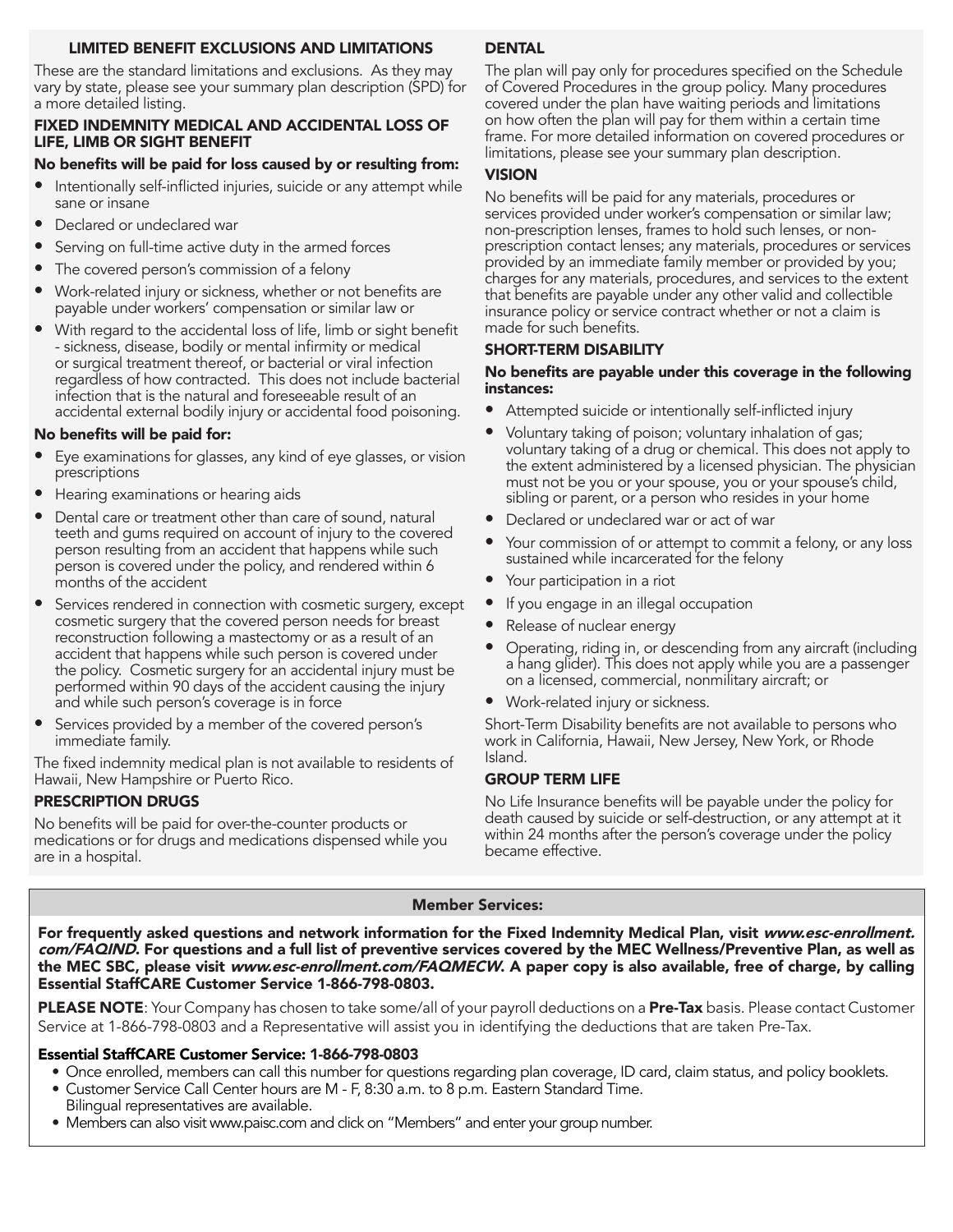## LIMITED BENEFIT EXCLUSIONS AND LIMITATIONS

These are the standard limitations and exclusions. As they may vary by state, please see your summary plan description (SPD) for a more detailed listing.

### FIXED INDEMNITY MEDICAL AND ACCIDENTAL LOSS OF LIFE, LIMB OR SIGHT BENEFIT

**No benefits will be paid for loss caused by or resulting from:**

- Intentionally self-inflicted injuries, suicide or any attempt while sane or insane
- Declared or undeclared war
- Serving on full-time active duty in the armed forces
- The covered person's commission of a felony
- Work-related injury or sickness, whether or not benefits are payable under workers' compensation or similar law or
- With regard to the accidental loss of life, limb or sight benefit - sickness, disease, bodily or mental infirmity or medical or surgical treatment thereof, or bacterial or viral infection regardless of how contracted. This does not include bacterial infection that is the natural and foreseeable result of an accidental external bodily injury or accidental food poisoning.

**No benefits will be paid for:**

- Eye examinations for glasses, any kind of eye glasses, or vision prescriptions
- Hearing examinations or hearing aids
- Dental care or treatment other than care of sound, natural teeth and gums required on account of injury to the covered person resulting from an accident that happens while such person is covered under the policy, and rendered within 6 months of the accident
- Services rendered in connection with cosmetic surgery, except cosmetic surgery that the covered person needs for breast reconstruction following a mastectomy or as a result of an accident that happens while such person is covered under the policy. Cosmetic surgery for an accidental injury must be performed within 90 days of the accident causing the injury and while such person's coverage is in force
- Services provided by a member of the covered person's immediate family.

The fixed indemnity medical plan is not available to residents of Hawaii, New Hampshire or Puerto Rico.

### PRESCRIPTION DRUGS

No benefits will be paid for over-the-counter products or medications or for drugs and medications dispensed while you are in a hospital.

### DENTAL

The plan will pay only for procedures specified on the Schedule of Covered Procedures in the group policy. Many procedures covered under the plan have waiting periods and limitations on how often the plan will pay for them within a certain time frame. For more detailed information on covered procedures or limitations, please see your summary plan description.

### VISION

No benefits will be paid for any materials, procedures or services provided under worker's compensation or similar law; non-prescription lenses, frames to hold such lenses, or non-prescription contact lenses; any materials, procedures or services provided by an immediate family member or provided by you; charges for any materials, procedures, and services to the extent that benefits are payable under any other valid and collectible insurance policy or service contract whether or not a claim is made for such benefits.

### SHORT-TERM DISABILITY

**No benefits are payable under this coverage in the following instances:**

- Attempted suicide or intentionally self-inflicted injury
- Voluntary taking of poison; voluntary inhalation of gas; voluntary taking of a drug or chemical. This does not apply to the extent administered by a licensed physician. The physician must not be you or your spouse, you or your spouse's child, sibling or parent, or a person who resides in your home
- Declared or undeclared war or act of war
- Your commission of or attempt to commit a felony, or any loss sustained while incarcerated for the felony
- Your participation in a riot
- If you engage in an illegal occupation
- Release of nuclear energy
- Operating, riding in, or descending from any aircraft (including a hang glider). This does not apply while you are a passenger on a licensed, commercial, nonmilitary aircraft; or
- Work-related injury or sickness.

Short-Term Disability benefits are not available to persons who work in California, Hawaii, New Jersey, New York, or Rhode Island.

### GROUP TERM LIFE

No Life Insurance benefits will be payable under the policy for death caused by suicide or self-destruction, or any attempt at it within 24 months after the person's coverage under the policy became effective.

---

### Member Services:

**For frequently asked questions and network information for the Fixed Indemnity Medical Plan, visit *www.esc-enrollment.com/FAQIND*. For questions and a full list of preventive services covered by the MEC Wellness/Preventive Plan, as well as the MEC SBC, please visit *www.esc-enrollment.com/FAQMECW*. A paper copy is also available, free of charge, by calling Essential StaffCARE Customer Service 1-866-798-0803.**

**PLEASE NOTE**: Your Company has chosen to take some/all of your payroll deductions on a **Pre-Tax** basis. Please contact Customer Service at 1-866-798-0803 and a Representative will assist you in identifying the deductions that are taken Pre-Tax.

**Essential StaffCARE Customer Service: 1-866-798-0803**

- Once enrolled, members can call this number for questions regarding plan coverage, ID card, claim status, and policy booklets.
- Customer Service Call Center hours are M - F, 8:30 a.m. to 8 p.m. Eastern Standard Time. Bilingual representatives are available.
- Members can also visit www.paisc.com and click on "Members" and enter your group number.